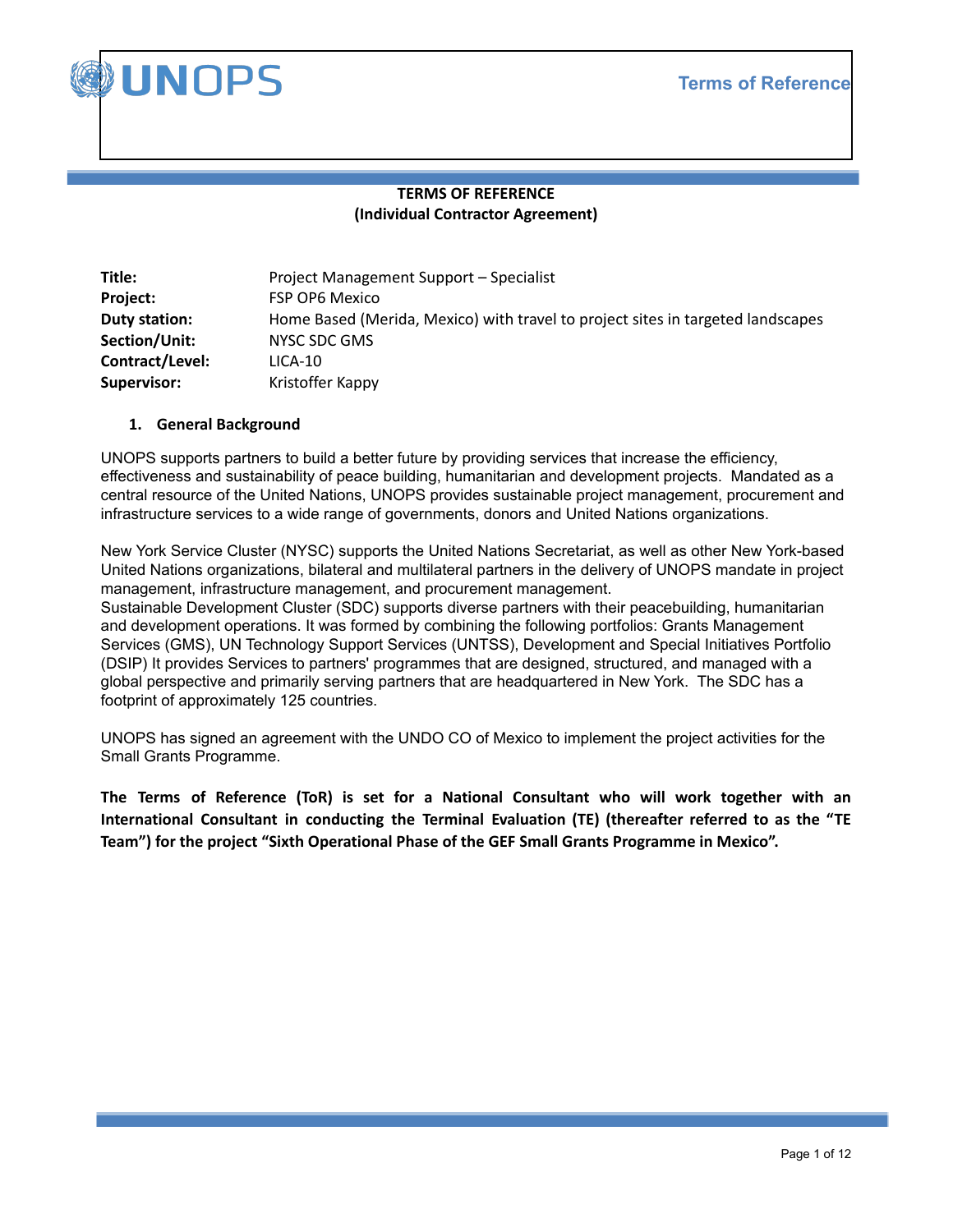Terms of Reference

**TERMS OF REFERENCE**
**(Individual Contractor Agreement)**

| | |
|---|---|
| **Title:** | Project Management Support – Specialist |
| **Project:** | FSP OP6 Mexico |
| **Duty station:** | Home Based (Merida, Mexico) with travel to project sites in targeted landscapes |
| **Section/Unit:** | NYSC SDC GMS |
| **Contract/Level:** | LICA-10 |
| **Supervisor:** | Kristoffer Kappy |

## 1. General Background

UNOPS supports partners to build a better future by providing services that increase the efficiency, effectiveness and sustainability of peace building, humanitarian and development projects. Mandated as a central resource of the United Nations, UNOPS provides sustainable project management, procurement and infrastructure services to a wide range of governments, donors and United Nations organizations.

New York Service Cluster (NYSC) supports the United Nations Secretariat, as well as other New York-based United Nations organizations, bilateral and multilateral partners in the delivery of UNOPS mandate in project management, infrastructure management, and procurement management.
Sustainable Development Cluster (SDC) supports diverse partners with their peacebuilding, humanitarian and development operations. It was formed by combining the following portfolios: Grants Management Services (GMS), UN Technology Support Services (UNTSS), Development and Special Initiatives Portfolio (DSIP) It provides Services to partners' programmes that are designed, structured, and managed with a global perspective and primarily serving partners that are headquartered in New York. The SDC has a footprint of approximately 125 countries.

UNOPS has signed an agreement with the UNDO CO of Mexico to implement the project activities for the Small Grants Programme.

**The Terms of Reference (ToR) is set for a National Consultant who will work together with an International Consultant in conducting the Terminal Evaluation (TE) (thereafter referred to as the "TE Team") for the project "Sixth Operational Phase of the GEF Small Grants Programme in Mexico".**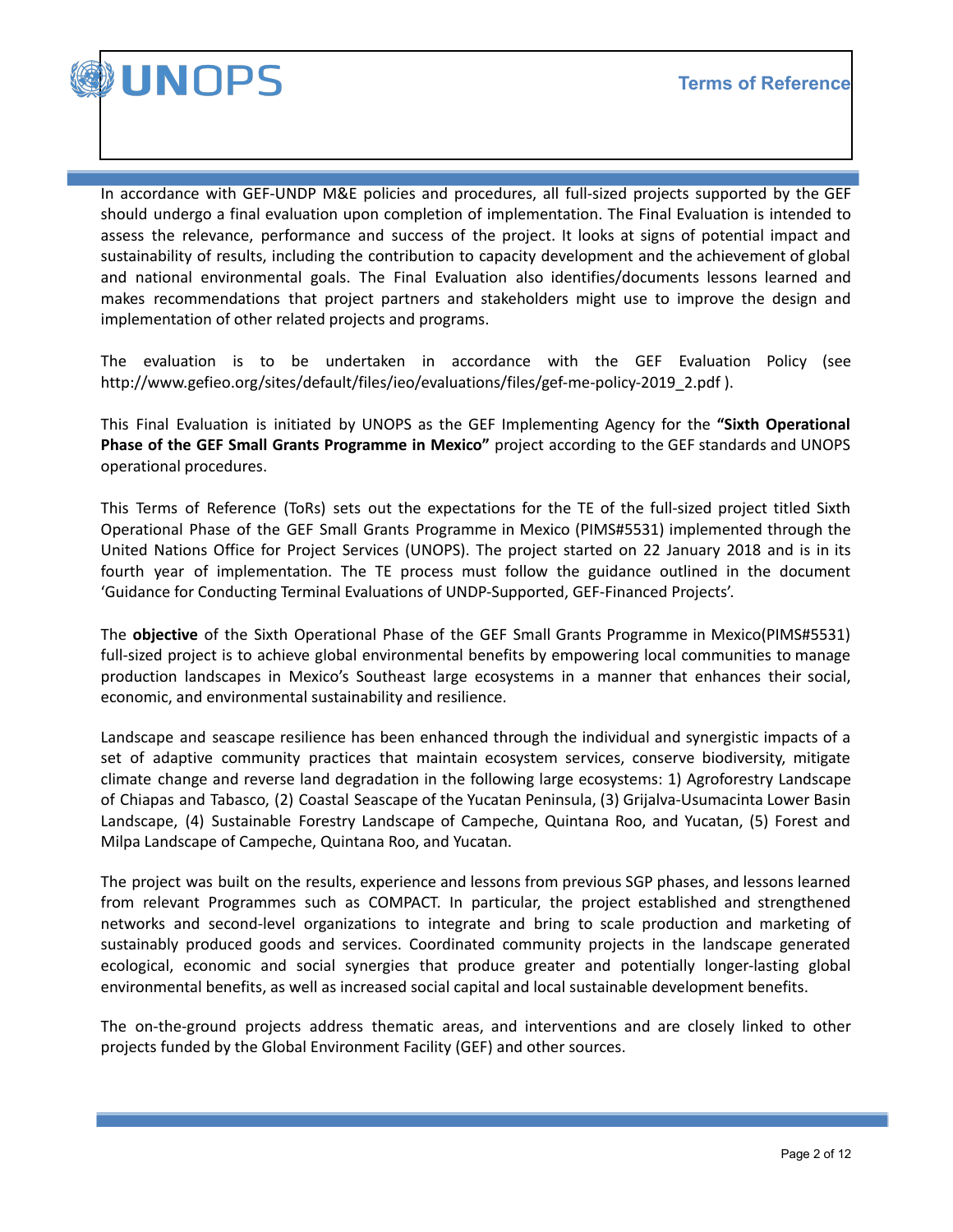In accordance with GEF-UNDP M&E policies and procedures, all full-sized projects supported by the GEF should undergo a final evaluation upon completion of implementation. The Final Evaluation is intended to assess the relevance, performance and success of the project. It looks at signs of potential impact and sustainability of results, including the contribution to capacity development and the achievement of global and national environmental goals. The Final Evaluation also identifies/documents lessons learned and makes recommendations that project partners and stakeholders might use to improve the design and implementation of other related projects and programs.

The evaluation is to be undertaken in accordance with the GEF Evaluation Policy (see http://www.gefieo.org/sites/default/files/ieo/evaluations/files/gef-me-policy-2019_2.pdf ).

This Final Evaluation is initiated by UNOPS as the GEF Implementing Agency for the **"Sixth Operational Phase of the GEF Small Grants Programme in Mexico"** project according to the GEF standards and UNOPS operational procedures.

This Terms of Reference (ToRs) sets out the expectations for the TE of the full-sized project titled Sixth Operational Phase of the GEF Small Grants Programme in Mexico (PIMS#5531) implemented through the United Nations Office for Project Services (UNOPS). The project started on 22 January 2018 and is in its fourth year of implementation. The TE process must follow the guidance outlined in the document 'Guidance for Conducting Terminal Evaluations of UNDP-Supported, GEF-Financed Projects'.

The **objective** of the Sixth Operational Phase of the GEF Small Grants Programme in Mexico(PIMS#5531) full-sized project is to achieve global environmental benefits by empowering local communities to manage production landscapes in Mexico's Southeast large ecosystems in a manner that enhances their social, economic, and environmental sustainability and resilience.

Landscape and seascape resilience has been enhanced through the individual and synergistic impacts of a set of adaptive community practices that maintain ecosystem services, conserve biodiversity, mitigate climate change and reverse land degradation in the following large ecosystems: 1) Agroforestry Landscape of Chiapas and Tabasco, (2) Coastal Seascape of the Yucatan Peninsula, (3) Grijalva-Usumacinta Lower Basin Landscape, (4) Sustainable Forestry Landscape of Campeche, Quintana Roo, and Yucatan, (5) Forest and Milpa Landscape of Campeche, Quintana Roo, and Yucatan.

The project was built on the results, experience and lessons from previous SGP phases, and lessons learned from relevant Programmes such as COMPACT. In particular, the project established and strengthened networks and second-level organizations to integrate and bring to scale production and marketing of sustainably produced goods and services. Coordinated community projects in the landscape generated ecological, economic and social synergies that produce greater and potentially longer-lasting global environmental benefits, as well as increased social capital and local sustainable development benefits.

The on-the-ground projects address thematic areas, and interventions and are closely linked to other projects funded by the Global Environment Facility (GEF) and other sources.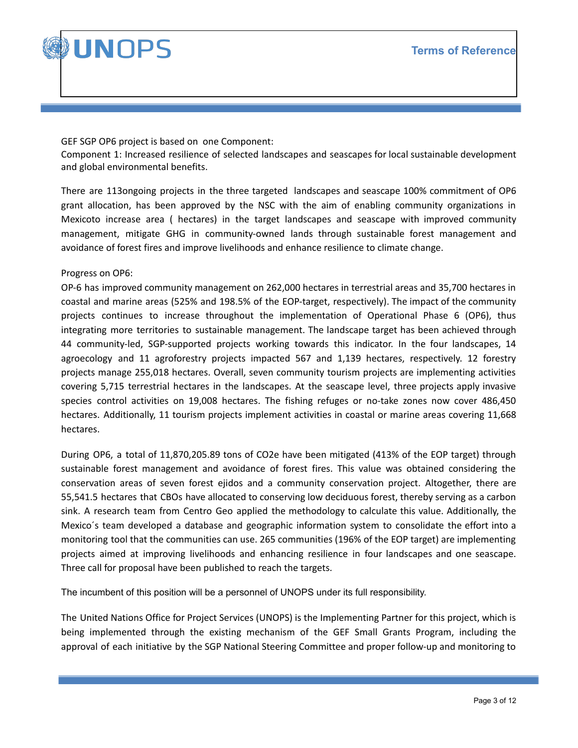GEF SGP OP6 project is based on one Component:

Component 1: Increased resilience of selected landscapes and seascapes for local sustainable development and global environmental benefits.

There are 113ongoing projects in the three targeted landscapes and seascape 100% commitment of OP6 grant allocation, has been approved by the NSC with the aim of enabling community organizations in Mexicoto increase area ( hectares) in the target landscapes and seascape with improved community management, mitigate GHG in community-owned lands through sustainable forest management and avoidance of forest fires and improve livelihoods and enhance resilience to climate change.

Progress on OP6:

OP-6 has improved community management on 262,000 hectares in terrestrial areas and 35,700 hectares in coastal and marine areas (525% and 198.5% of the EOP-target, respectively). The impact of the community projects continues to increase throughout the implementation of Operational Phase 6 (OP6), thus integrating more territories to sustainable management. The landscape target has been achieved through 44 community-led, SGP-supported projects working towards this indicator. In the four landscapes, 14 agroecology and 11 agroforestry projects impacted 567 and 1,139 hectares, respectively. 12 forestry projects manage 255,018 hectares. Overall, seven community tourism projects are implementing activities covering 5,715 terrestrial hectares in the landscapes. At the seascape level, three projects apply invasive species control activities on 19,008 hectares. The fishing refuges or no-take zones now cover 486,450 hectares. Additionally, 11 tourism projects implement activities in coastal or marine areas covering 11,668 hectares.

During OP6, a total of 11,870,205.89 tons of CO2e have been mitigated (413% of the EOP target) through sustainable forest management and avoidance of forest fires. This value was obtained considering the conservation areas of seven forest ejidos and a community conservation project. Altogether, there are 55,541.5 hectares that CBOs have allocated to conserving low deciduous forest, thereby serving as a carbon sink. A research team from Centro Geo applied the methodology to calculate this value. Additionally, the Mexico´s team developed a database and geographic information system to consolidate the effort into a monitoring tool that the communities can use. 265 communities (196% of the EOP target) are implementing projects aimed at improving livelihoods and enhancing resilience in four landscapes and one seascape. Three call for proposal have been published to reach the targets.

The incumbent of this position will be a personnel of UNOPS under its full responsibility.

The United Nations Office for Project Services (UNOPS) is the Implementing Partner for this project, which is being implemented through the existing mechanism of the GEF Small Grants Program, including the approval of each initiative by the SGP National Steering Committee and proper follow-up and monitoring to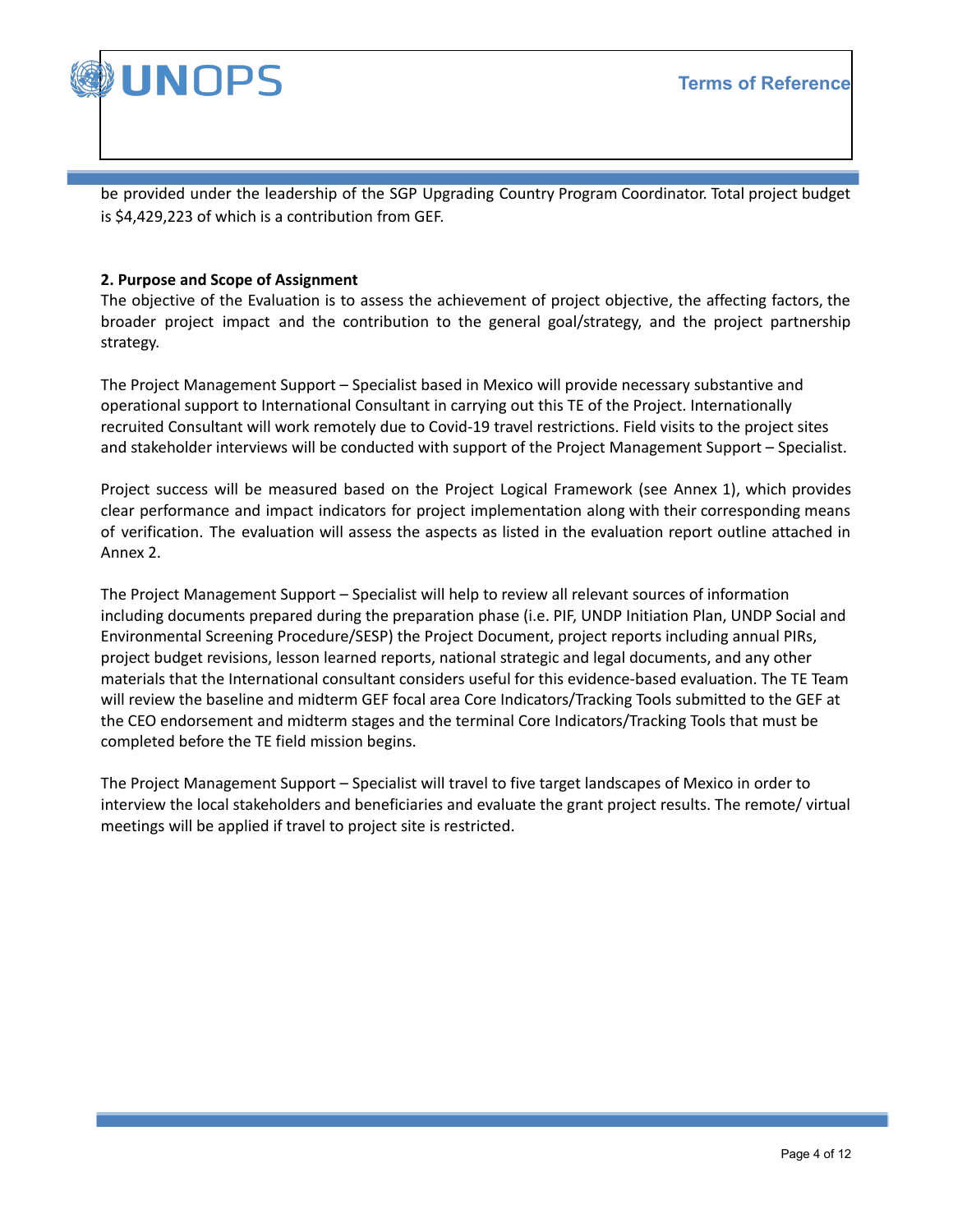be provided under the leadership of the SGP Upgrading Country Program Coordinator. Total project budget is $4,429,223 of which is a contribution from GEF.

**2. Purpose and Scope of Assignment**

The objective of the Evaluation is to assess the achievement of project objective, the affecting factors, the broader project impact and the contribution to the general goal/strategy, and the project partnership strategy.

The Project Management Support – Specialist based in Mexico will provide necessary substantive and operational support to International Consultant in carrying out this TE of the Project. Internationally recruited Consultant will work remotely due to Covid-19 travel restrictions. Field visits to the project sites and stakeholder interviews will be conducted with support of the Project Management Support – Specialist.

Project success will be measured based on the Project Logical Framework (see Annex 1), which provides clear performance and impact indicators for project implementation along with their corresponding means of verification. The evaluation will assess the aspects as listed in the evaluation report outline attached in Annex 2.

The Project Management Support – Specialist will help to review all relevant sources of information including documents prepared during the preparation phase (i.e. PIF, UNDP Initiation Plan, UNDP Social and Environmental Screening Procedure/SESP) the Project Document, project reports including annual PIRs, project budget revisions, lesson learned reports, national strategic and legal documents, and any other materials that the International consultant considers useful for this evidence-based evaluation. The TE Team will review the baseline and midterm GEF focal area Core Indicators/Tracking Tools submitted to the GEF at the CEO endorsement and midterm stages and the terminal Core Indicators/Tracking Tools that must be completed before the TE field mission begins.

The Project Management Support – Specialist will travel to five target landscapes of Mexico in order to interview the local stakeholders and beneficiaries and evaluate the grant project results. The remote/ virtual meetings will be applied if travel to project site is restricted.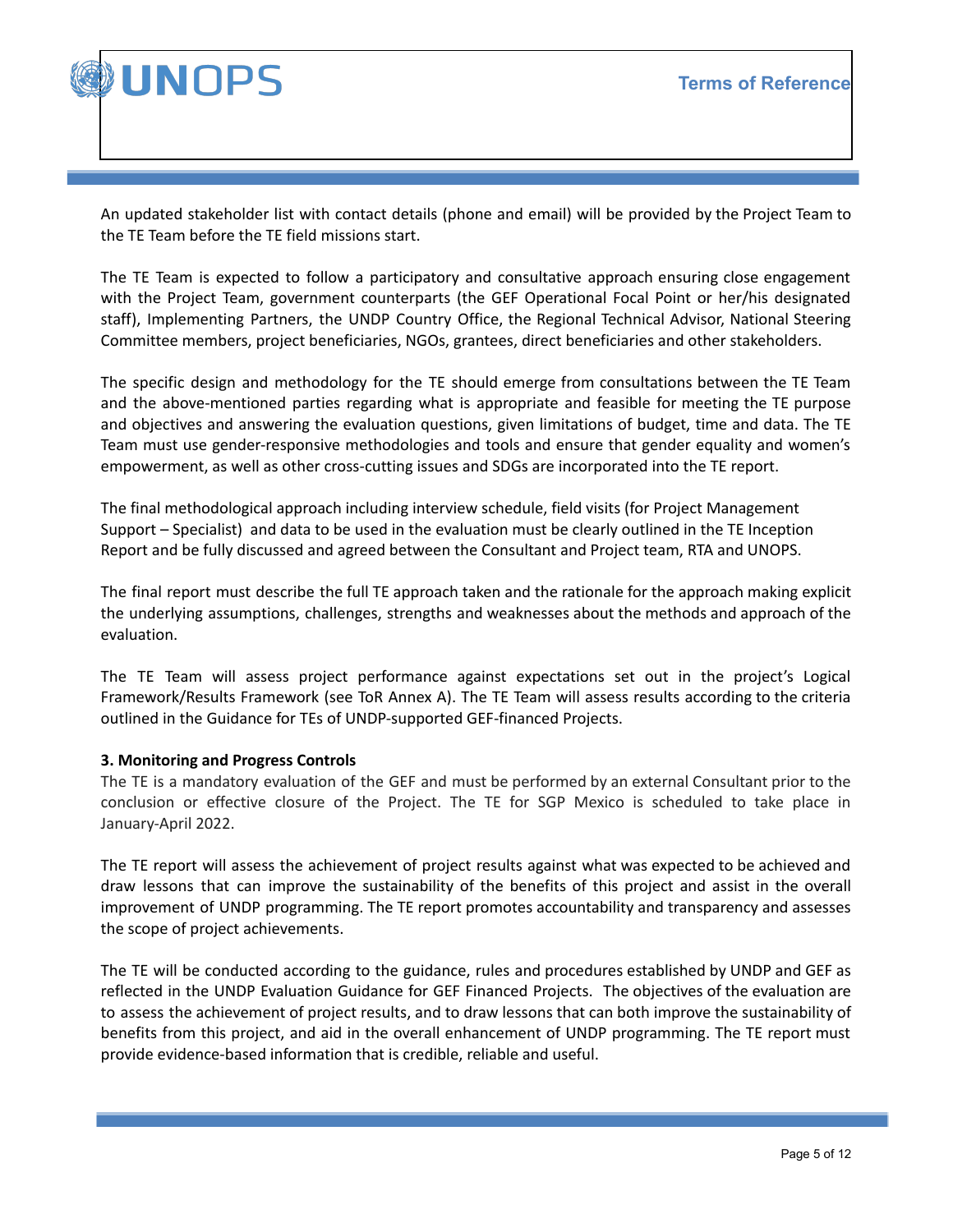An updated stakeholder list with contact details (phone and email) will be provided by the Project Team to the TE Team before the TE field missions start.

The TE Team is expected to follow a participatory and consultative approach ensuring close engagement with the Project Team, government counterparts (the GEF Operational Focal Point or her/his designated staff), Implementing Partners, the UNDP Country Office, the Regional Technical Advisor, National Steering Committee members, project beneficiaries, NGOs, grantees, direct beneficiaries and other stakeholders.

The specific design and methodology for the TE should emerge from consultations between the TE Team and the above-mentioned parties regarding what is appropriate and feasible for meeting the TE purpose and objectives and answering the evaluation questions, given limitations of budget, time and data. The TE Team must use gender-responsive methodologies and tools and ensure that gender equality and women's empowerment, as well as other cross-cutting issues and SDGs are incorporated into the TE report.

The final methodological approach including interview schedule, field visits (for Project Management Support – Specialist) and data to be used in the evaluation must be clearly outlined in the TE Inception Report and be fully discussed and agreed between the Consultant and Project team, RTA and UNOPS.

The final report must describe the full TE approach taken and the rationale for the approach making explicit the underlying assumptions, challenges, strengths and weaknesses about the methods and approach of the evaluation.

The TE Team will assess project performance against expectations set out in the project's Logical Framework/Results Framework (see ToR Annex A). The TE Team will assess results according to the criteria outlined in the Guidance for TEs of UNDP-supported GEF-financed Projects.

**3. Monitoring and Progress Controls**

The TE is a mandatory evaluation of the GEF and must be performed by an external Consultant prior to the conclusion or effective closure of the Project. The TE for SGP Mexico is scheduled to take place in January-April 2022.

The TE report will assess the achievement of project results against what was expected to be achieved and draw lessons that can improve the sustainability of the benefits of this project and assist in the overall improvement of UNDP programming. The TE report promotes accountability and transparency and assesses the scope of project achievements.

The TE will be conducted according to the guidance, rules and procedures established by UNDP and GEF as reflected in the UNDP Evaluation Guidance for GEF Financed Projects. The objectives of the evaluation are to assess the achievement of project results, and to draw lessons that can both improve the sustainability of benefits from this project, and aid in the overall enhancement of UNDP programming. The TE report must provide evidence-based information that is credible, reliable and useful.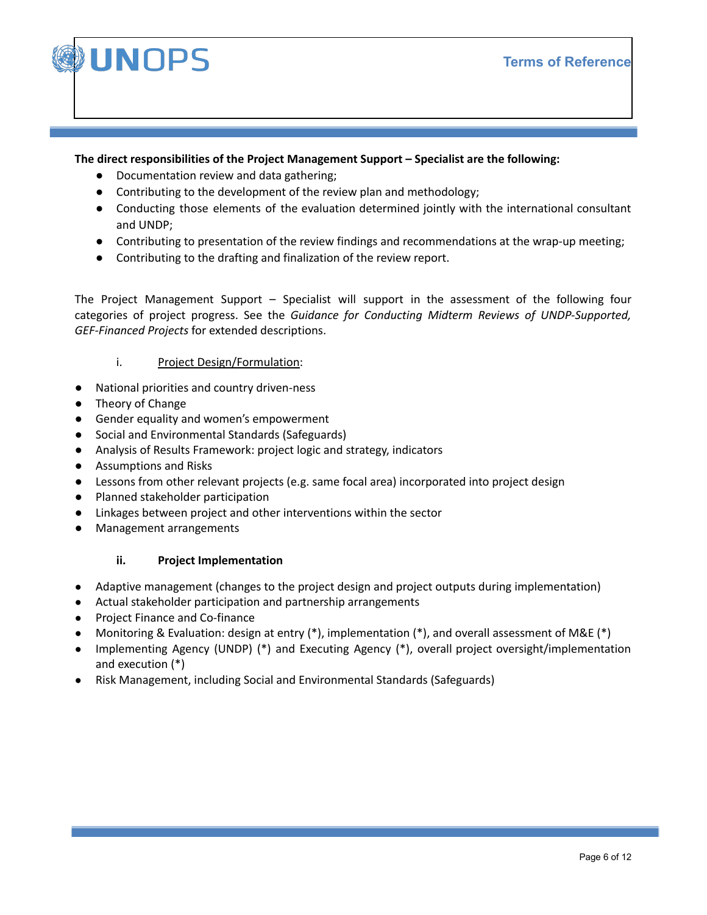**The direct responsibilities of the Project Management Support – Specialist are the following:**

- Documentation review and data gathering;
- Contributing to the development of the review plan and methodology;
- Conducting those elements of the evaluation determined jointly with the international consultant and UNDP;
- Contributing to presentation of the review findings and recommendations at the wrap-up meeting;
- Contributing to the drafting and finalization of the review report.

The Project Management Support – Specialist will support in the assessment of the following four categories of project progress. See the *Guidance for Conducting Midterm Reviews of UNDP-Supported, GEF-Financed Projects* for extended descriptions.

i. <u>Project Design/Formulation</u>:

- National priorities and country driven-ness
- Theory of Change
- Gender equality and women's empowerment
- Social and Environmental Standards (Safeguards)
- Analysis of Results Framework: project logic and strategy, indicators
- Assumptions and Risks
- Lessons from other relevant projects (e.g. same focal area) incorporated into project design
- Planned stakeholder participation
- Linkages between project and other interventions within the sector
- Management arrangements

**ii. Project Implementation**

- Adaptive management (changes to the project design and project outputs during implementation)
- Actual stakeholder participation and partnership arrangements
- Project Finance and Co-finance
- Monitoring & Evaluation: design at entry (*), implementation (*), and overall assessment of M&E (*)
- Implementing Agency (UNDP) (*) and Executing Agency (*), overall project oversight/implementation and execution (*)
- Risk Management, including Social and Environmental Standards (Safeguards)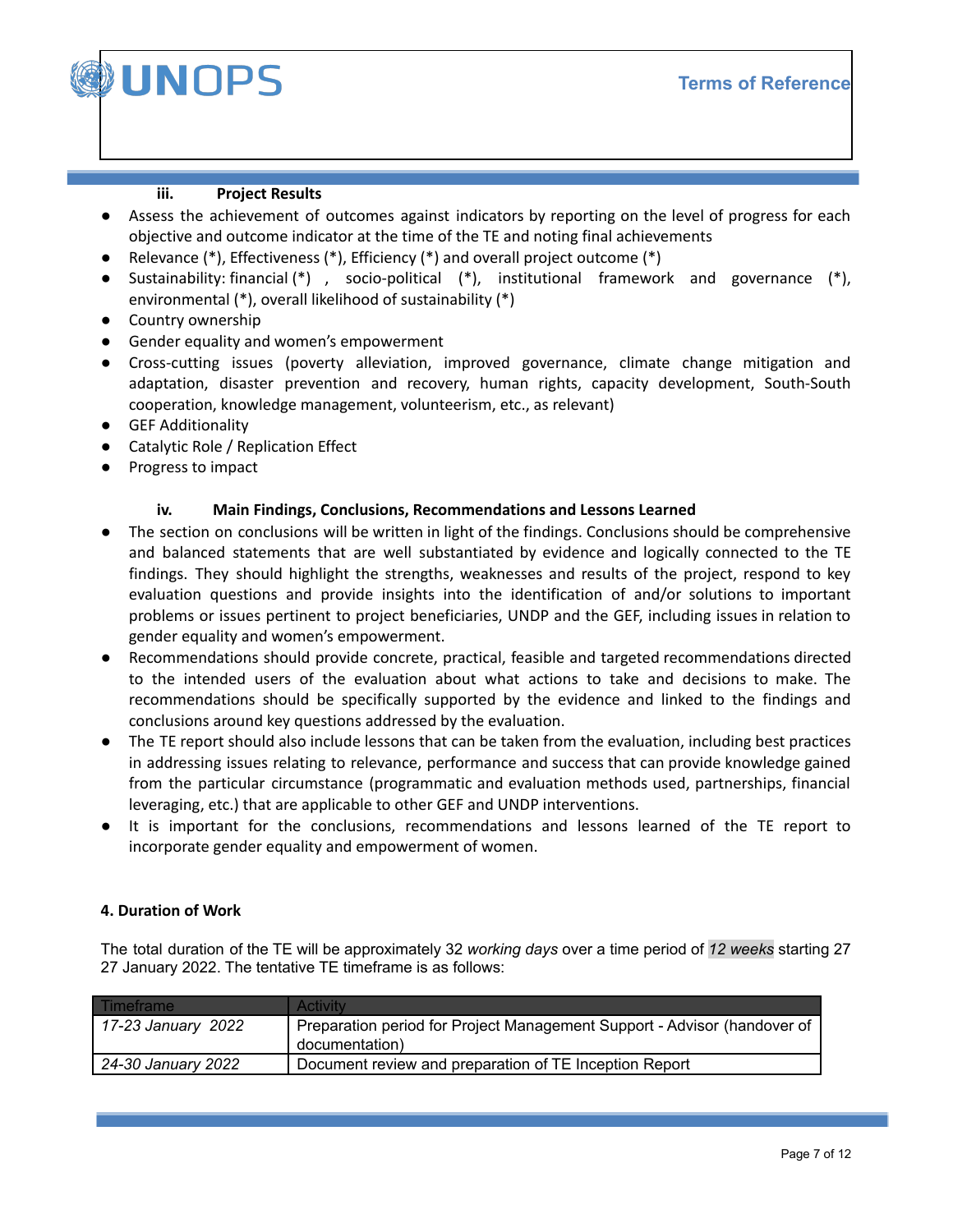#### iii. Project Results

- Assess the achievement of outcomes against indicators by reporting on the level of progress for each objective and outcome indicator at the time of the TE and noting final achievements
- Relevance (*), Effectiveness (*), Efficiency (*) and overall project outcome (*)
- Sustainability: financial (*) , socio-political (*), institutional framework and governance (*), environmental (*), overall likelihood of sustainability (*)
- Country ownership
- Gender equality and women's empowerment
- Cross-cutting issues (poverty alleviation, improved governance, climate change mitigation and adaptation, disaster prevention and recovery, human rights, capacity development, South-South cooperation, knowledge management, volunteerism, etc., as relevant)
- GEF Additionality
- Catalytic Role / Replication Effect
- Progress to impact

#### iv. Main Findings, Conclusions, Recommendations and Lessons Learned

- The section on conclusions will be written in light of the findings. Conclusions should be comprehensive and balanced statements that are well substantiated by evidence and logically connected to the TE findings. They should highlight the strengths, weaknesses and results of the project, respond to key evaluation questions and provide insights into the identification of and/or solutions to important problems or issues pertinent to project beneficiaries, UNDP and the GEF, including issues in relation to gender equality and women's empowerment.
- Recommendations should provide concrete, practical, feasible and targeted recommendations directed to the intended users of the evaluation about what actions to take and decisions to make. The recommendations should be specifically supported by the evidence and linked to the findings and conclusions around key questions addressed by the evaluation.
- The TE report should also include lessons that can be taken from the evaluation, including best practices in addressing issues relating to relevance, performance and success that can provide knowledge gained from the particular circumstance (programmatic and evaluation methods used, partnerships, financial leveraging, etc.) that are applicable to other GEF and UNDP interventions.
- It is important for the conclusions, recommendations and lessons learned of the TE report to incorporate gender equality and empowerment of women.

### 4. Duration of Work

The total duration of the TE will be approximately 32 *working days* over a time period of *12 weeks* starting 27 27 January 2022. The tentative TE timeframe is as follows:

| Timeframe | Activity |
|---|---|
| *17-23 January 2022* | Preparation period for Project Management Support - Advisor (handover of documentation) |
| *24-30 January 2022* | Document review and preparation of TE Inception Report |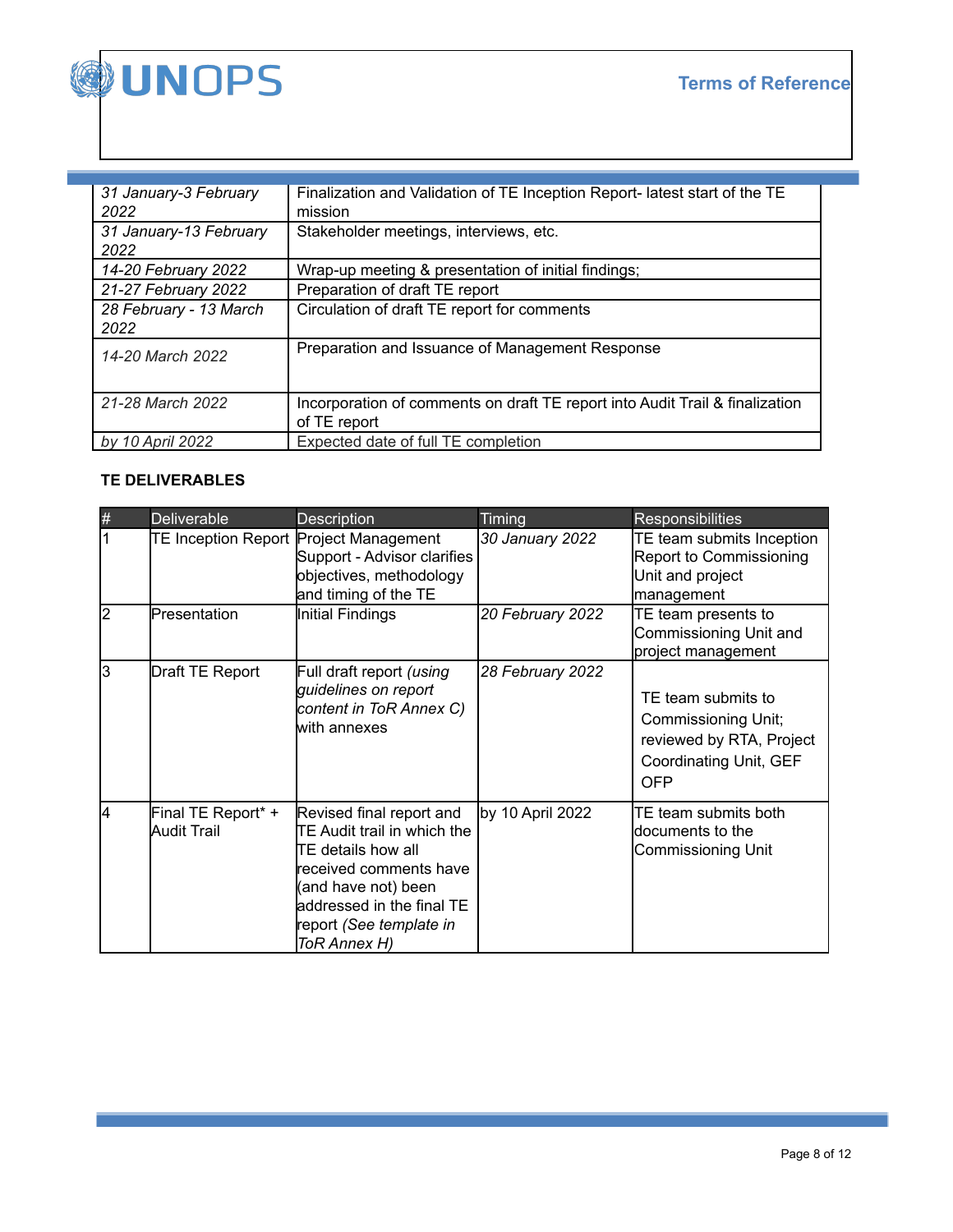| | |
|---|---|
| *31 January-3 February 2022* | Finalization and Validation of TE Inception Report- latest start of the TE mission |
| *31 January-13 February 2022* | Stakeholder meetings, interviews, etc. |
| *14-20 February 2022* | Wrap-up meeting & presentation of initial findings; |
| *21-27 February 2022* | Preparation of draft TE report |
| *28 February - 13 March 2022* | Circulation of draft TE report for comments |
| *14-20 March 2022* | Preparation and Issuance of Management Response |
| *21-28 March 2022* | Incorporation of comments on draft TE report into Audit Trail & finalization of TE report |
| *by 10 April 2022* | Expected date of full TE completion |

**TE DELIVERABLES**

| # | Deliverable | Description | Timing | Responsibilities |
|---|---|---|---|---|
| 1 | TE Inception Report | Project Management Support - Advisor clarifies objectives, methodology and timing of the TE | *30 January 2022* | TE team submits Inception Report to Commissioning Unit and project management |
| 2 | Presentation | Initial Findings | *20 February 2022* | TE team presents to Commissioning Unit and project management |
| 3 | Draft TE Report | Full draft report *(using guidelines on report content in ToR Annex C)* with annexes | *28 February 2022* | TE team submits to Commissioning Unit; reviewed by RTA, Project Coordinating Unit, GEF OFP |
| 4 | Final TE Report* + Audit Trail | Revised final report and TE Audit trail in which the TE details how all received comments have (and have not) been addressed in the final TE report *(See template in ToR Annex H)* | by 10 April 2022 | TE team submits both documents to the Commissioning Unit |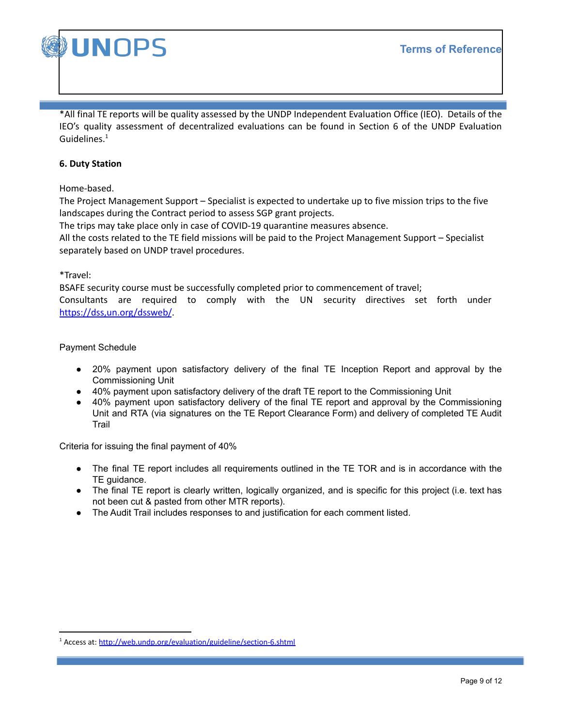*All final TE reports will be quality assessed by the UNDP Independent Evaluation Office (IEO). Details of the IEO's quality assessment of decentralized evaluations can be found in Section 6 of the UNDP Evaluation Guidelines.[1]

**6. Duty Station**

Home-based.
The Project Management Support – Specialist is expected to undertake up to five mission trips to the five landscapes during the Contract period to assess SGP grant projects.
The trips may take place only in case of COVID-19 quarantine measures absence.
All the costs related to the TE field missions will be paid to the Project Management Support – Specialist separately based on UNDP travel procedures.

*Travel:
BSAFE security course must be successfully completed prior to commencement of travel;
Consultants are required to comply with the UN security directives set forth under https://dss,un.org/dssweb/.

Payment Schedule

- 20% payment upon satisfactory delivery of the final TE Inception Report and approval by the Commissioning Unit
- 40% payment upon satisfactory delivery of the draft TE report to the Commissioning Unit
- 40% payment upon satisfactory delivery of the final TE report and approval by the Commissioning Unit and RTA (via signatures on the TE Report Clearance Form) and delivery of completed TE Audit Trail

Criteria for issuing the final payment of 40%

- The final TE report includes all requirements outlined in the TE TOR and is in accordance with the TE guidance.
- The final TE report is clearly written, logically organized, and is specific for this project (i.e. text has not been cut & pasted from other MTR reports).
- The Audit Trail includes responses to and justification for each comment listed.

[1] Access at: http://web.undp.org/evaluation/guideline/section-6.shtml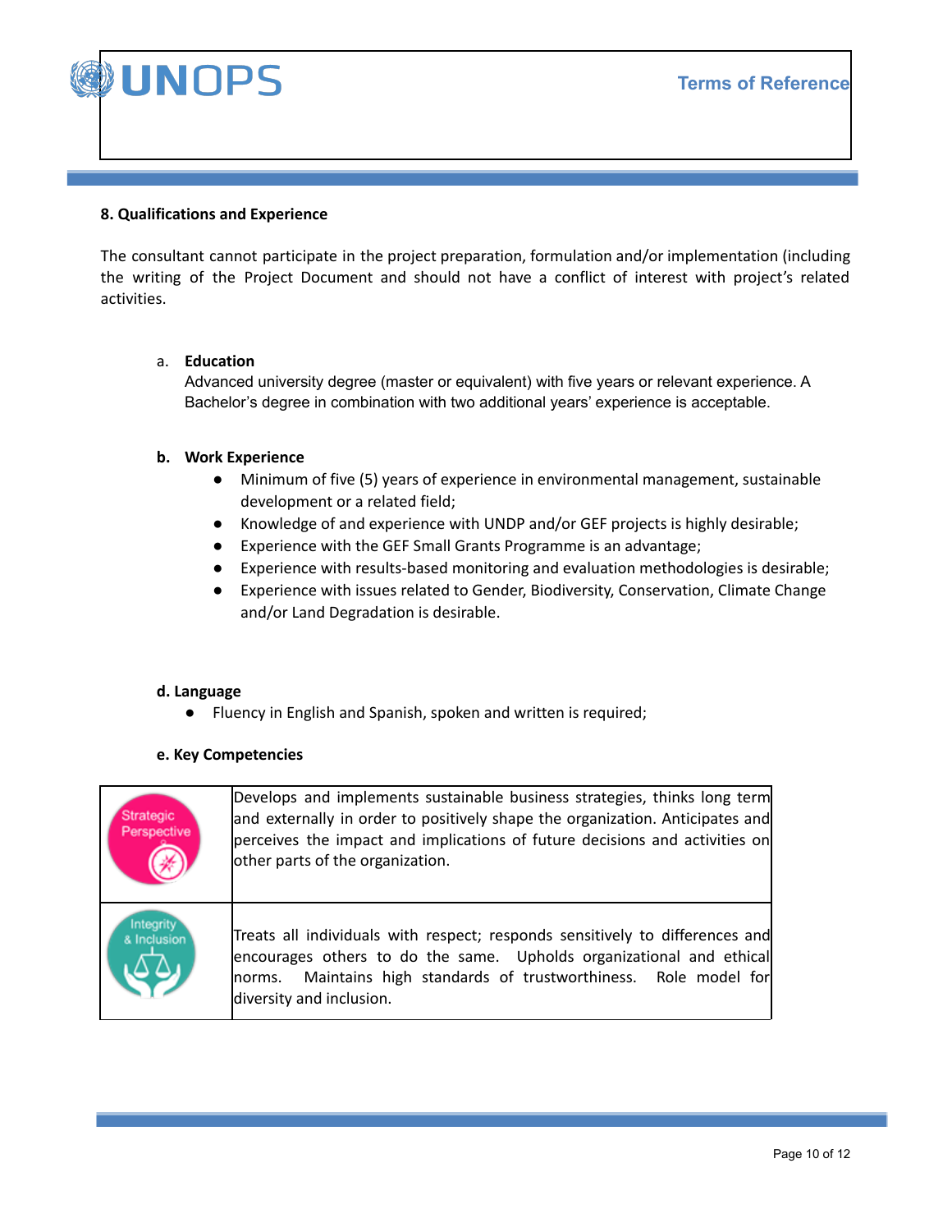## 8. Qualifications and Experience

The consultant cannot participate in the project preparation, formulation and/or implementation (including the writing of the Project Document and should not have a conflict of interest with project's related activities.

a. **Education**

Advanced university degree (master or equivalent) with five years or relevant experience. A Bachelor's degree in combination with two additional years' experience is acceptable.

**b. Work Experience**

- Minimum of five (5) years of experience in environmental management, sustainable development or a related field;
- Knowledge of and experience with UNDP and/or GEF projects is highly desirable;
- Experience with the GEF Small Grants Programme is an advantage;
- Experience with results-based monitoring and evaluation methodologies is desirable;
- Experience with issues related to Gender, Biodiversity, Conservation, Climate Change and/or Land Degradation is desirable.

**d. Language**

- Fluency in English and Spanish, spoken and written is required;

**e. Key Competencies**

| | |
|---|---|
| Strategic Perspective | Develops and implements sustainable business strategies, thinks long term and externally in order to positively shape the organization. Anticipates and perceives the impact and implications of future decisions and activities on other parts of the organization. |
| Integrity & Inclusion | Treats all individuals with respect; responds sensitively to differences and encourages others to do the same. Upholds organizational and ethical norms. Maintains high standards of trustworthiness. Role model for diversity and inclusion. |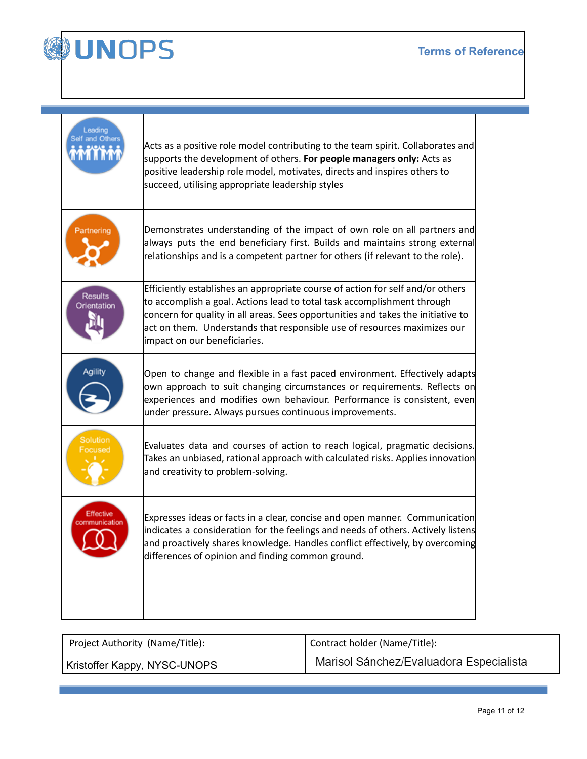| Competency | Description |
|---|---|
| Leading Self and Others | Acts as a positive role model contributing to the team spirit. Collaborates and supports the development of others. **For people managers only:** Acts as positive leadership role model, motivates, directs and inspires others to succeed, utilising appropriate leadership styles |
| Partnering | Demonstrates understanding of the impact of own role on all partners and always puts the end beneficiary first. Builds and maintains strong external relationships and is a competent partner for others (if relevant to the role). |
| Results Orientation | Efficiently establishes an appropriate course of action for self and/or others to accomplish a goal. Actions lead to total task accomplishment through concern for quality in all areas. Sees opportunities and takes the initiative to act on them. Understands that responsible use of resources maximizes our impact on our beneficiaries. |
| Agility | Open to change and flexible in a fast paced environment. Effectively adapts own approach to suit changing circumstances or requirements. Reflects on experiences and modifies own behaviour. Performance is consistent, even under pressure. Always pursues continuous improvements. |
| Solution Focused | Evaluates data and courses of action to reach logical, pragmatic decisions. Takes an unbiased, rational approach with calculated risks. Applies innovation and creativity to problem-solving. |
| Effective communication | Expresses ideas or facts in a clear, concise and open manner. Communication indicates a consideration for the feelings and needs of others. Actively listens and proactively shares knowledge. Handles conflict effectively, by overcoming differences of opinion and finding common ground. |

| Project Authority (Name/Title): | Contract holder (Name/Title): |
|---|---|
| Kristoffer Kappy, NYSC-UNOPS | Marisol Sánchez/Evaluadora Especialista |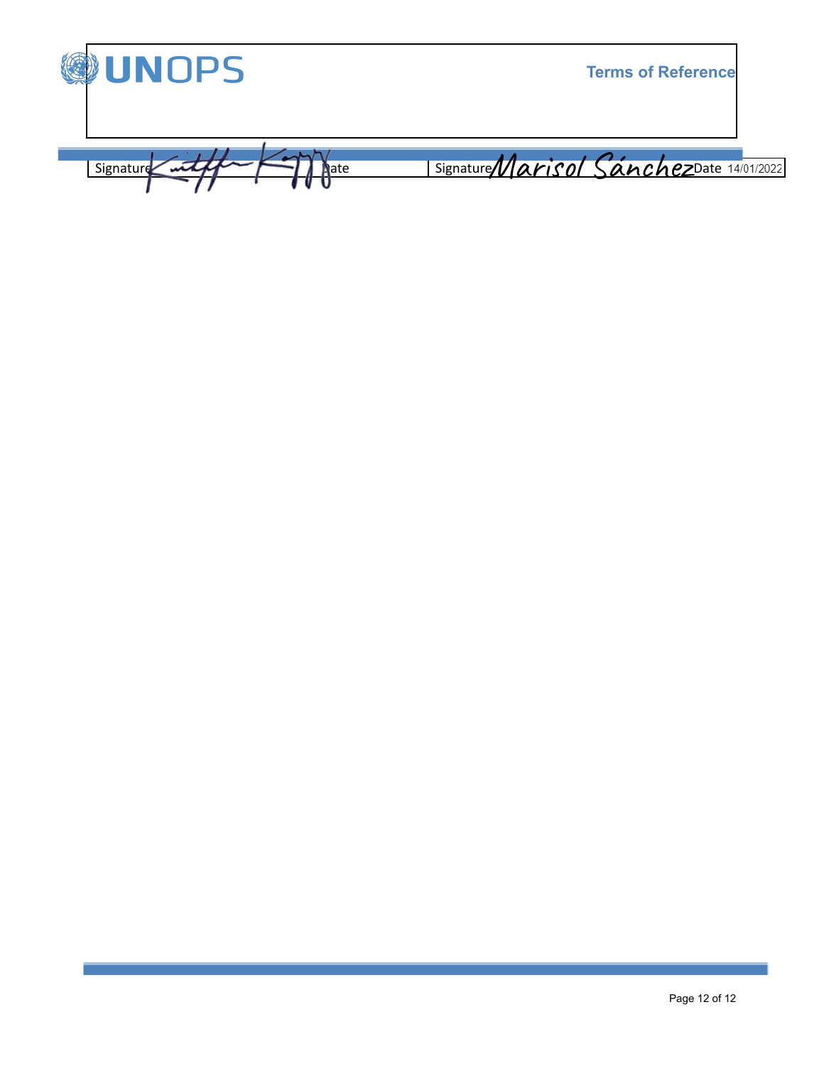| | | | |
|---|---|---|---|
| Signature | | Date | |
| Signature | Marisol Sánchez | Date | 14/01/2022 |